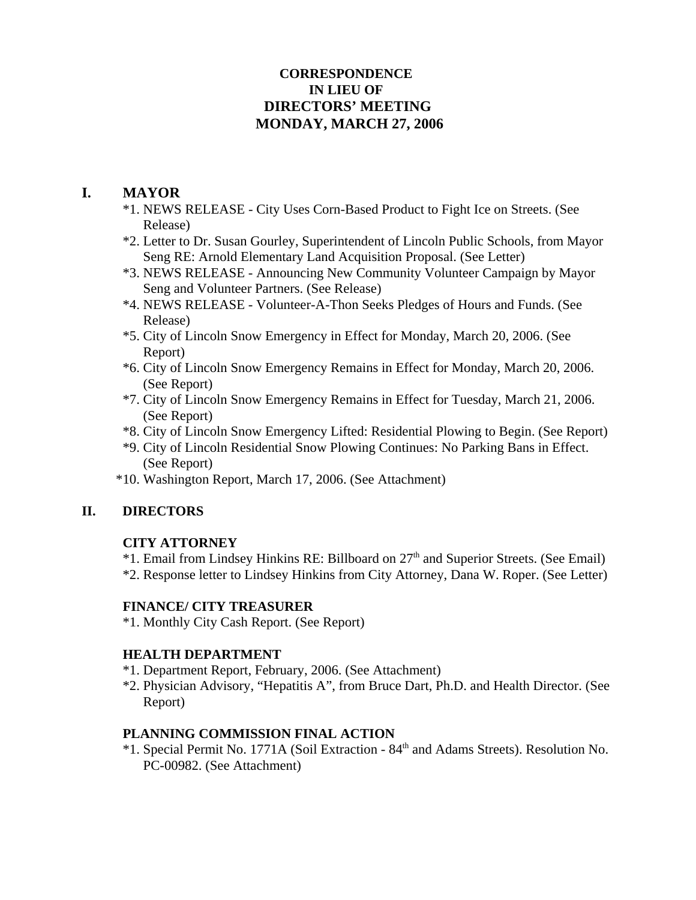# CORRESPONDENCE
# IN LIEU OF
# DIRECTORS' MEETING
# MONDAY, MARCH 27, 2006

## I. MAYOR

*1. NEWS RELEASE - City Uses Corn-Based Product to Fight Ice on Streets. (See Release)

*2. Letter to Dr. Susan Gourley, Superintendent of Lincoln Public Schools, from Mayor Seng RE: Arnold Elementary Land Acquisition Proposal. (See Letter)

*3. NEWS RELEASE - Announcing New Community Volunteer Campaign by Mayor Seng and Volunteer Partners. (See Release)

*4. NEWS RELEASE - Volunteer-A-Thon Seeks Pledges of Hours and Funds. (See Release)

*5. City of Lincoln Snow Emergency in Effect for Monday, March 20, 2006. (See Report)

*6. City of Lincoln Snow Emergency Remains in Effect for Monday, March 20, 2006. (See Report)

*7. City of Lincoln Snow Emergency Remains in Effect for Tuesday, March 21, 2006. (See Report)

*8. City of Lincoln Snow Emergency Lifted: Residential Plowing to Begin. (See Report)

*9. City of Lincoln Residential Snow Plowing Continues: No Parking Bans in Effect. (See Report)

*10. Washington Report, March 17, 2006. (See Attachment)

## II. DIRECTORS

### CITY ATTORNEY

*1. Email from Lindsey Hinkins RE: Billboard on 27th and Superior Streets. (See Email)

*2. Response letter to Lindsey Hinkins from City Attorney, Dana W. Roper. (See Letter)

### FINANCE/ CITY TREASURER

*1. Monthly City Cash Report. (See Report)

### HEALTH DEPARTMENT

*1. Department Report, February, 2006. (See Attachment)

*2. Physician Advisory, "Hepatitis A", from Bruce Dart, Ph.D. and Health Director. (See Report)

### PLANNING COMMISSION FINAL ACTION

*1. Special Permit No. 1771A (Soil Extraction - 84th and Adams Streets). Resolution No. PC-00982. (See Attachment)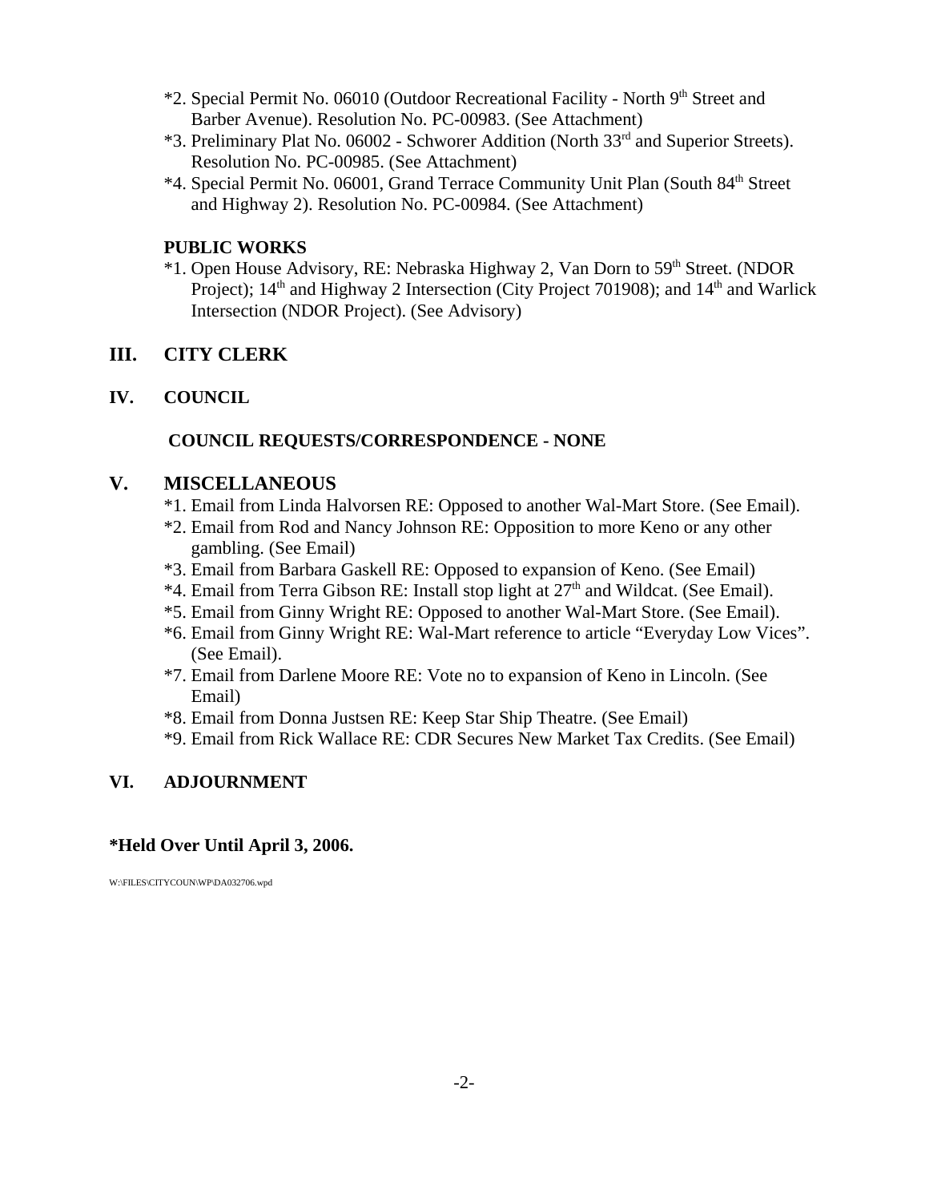*2. Special Permit No. 06010 (Outdoor Recreational Facility - North 9th Street and Barber Avenue). Resolution No. PC-00983. (See Attachment)

*3. Preliminary Plat No. 06002 - Schworer Addition (North 33rd and Superior Streets). Resolution No. PC-00985. (See Attachment)

*4. Special Permit No. 06001, Grand Terrace Community Unit Plan (South 84th Street and Highway 2). Resolution No. PC-00984. (See Attachment)

**PUBLIC WORKS**

*1. Open House Advisory, RE: Nebraska Highway 2, Van Dorn to 59th Street. (NDOR Project); 14th and Highway 2 Intersection (City Project 701908); and 14th and Warlick Intersection (NDOR Project). (See Advisory)

## III. CITY CLERK

## IV. COUNCIL

**COUNCIL REQUESTS/CORRESPONDENCE - NONE**

## V. MISCELLANEOUS

*1. Email from Linda Halvorsen RE: Opposed to another Wal-Mart Store. (See Email).

*2. Email from Rod and Nancy Johnson RE: Opposition to more Keno or any other gambling. (See Email)

*3. Email from Barbara Gaskell RE: Opposed to expansion of Keno. (See Email)

*4. Email from Terra Gibson RE: Install stop light at 27th and Wildcat. (See Email).

*5. Email from Ginny Wright RE: Opposed to another Wal-Mart Store. (See Email).

*6. Email from Ginny Wright RE: Wal-Mart reference to article "Everyday Low Vices". (See Email).

*7. Email from Darlene Moore RE: Vote no to expansion of Keno in Lincoln. (See Email)

*8. Email from Donna Justsen RE: Keep Star Ship Theatre. (See Email)

*9. Email from Rick Wallace RE: CDR Secures New Market Tax Credits. (See Email)

## VI. ADJOURNMENT

**\*Held Over Until April 3, 2006.**

W:\FILES\CITYCOUN\WP\DA032706.wpd